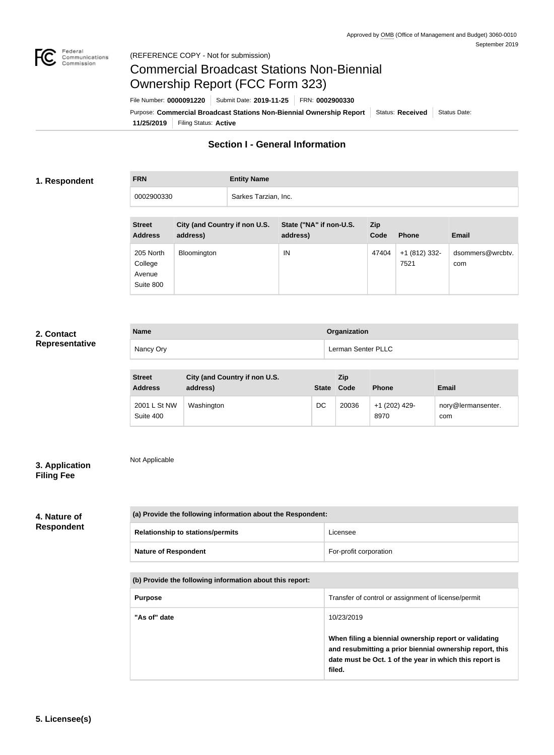Approved by OMB (Office of Management and Budget) 3060-0010
September 2019

(REFERENCE COPY - Not for submission)

# Commercial Broadcast Stations Non-Biennial Ownership Report (FCC Form 323)

File Number: **0000091220** | Submit Date: **2019-11-25** | FRN: **0002900330**

Purpose: **Commercial Broadcast Stations Non-Biennial Ownership Report** | Status: **Received** | Status Date: **11/25/2019** | Filing Status: **Active**

## Section I - General Information

### 1. Respondent

| FRN | Entity Name |
|---|---|
| 0002900330 | Sarkes Tarzian, Inc. |

| Street Address | City (and Country if non U.S. address) | State ("NA" if non-U.S. address) | Zip Code | Phone | Email |
|---|---|---|---|---|---|
| 205 North College Avenue Suite 800 | Bloomington | IN | 47404 | +1 (812) 332-7521 | dsommers@wrcbtv.com |

### 2. Contact Representative

| Name | Organization |
|---|---|
| Nancy Ory | Lerman Senter PLLC |

| Street Address | City (and Country if non U.S. address) | State | Zip Code | Phone | Email |
|---|---|---|---|---|---|
| 2001 L St NW Suite 400 | Washington | DC | 20036 | +1 (202) 429-8970 | nory@lermansenter.com |

### 3. Application Filing Fee

Not Applicable

### 4. Nature of Respondent

| (a) Provide the following information about the Respondent: | |
|---|---|
| Relationship to stations/permits | Licensee |
| Nature of Respondent | For-profit corporation |

| (b) Provide the following information about this report: | |
|---|---|
| Purpose | Transfer of control or assignment of license/permit |
| "As of" date | 10/23/2019<br><br>**When filing a biennial ownership report or validating and resubmitting a prior biennial ownership report, this date must be Oct. 1 of the year in which this report is filed.** |

### 5. Licensee(s)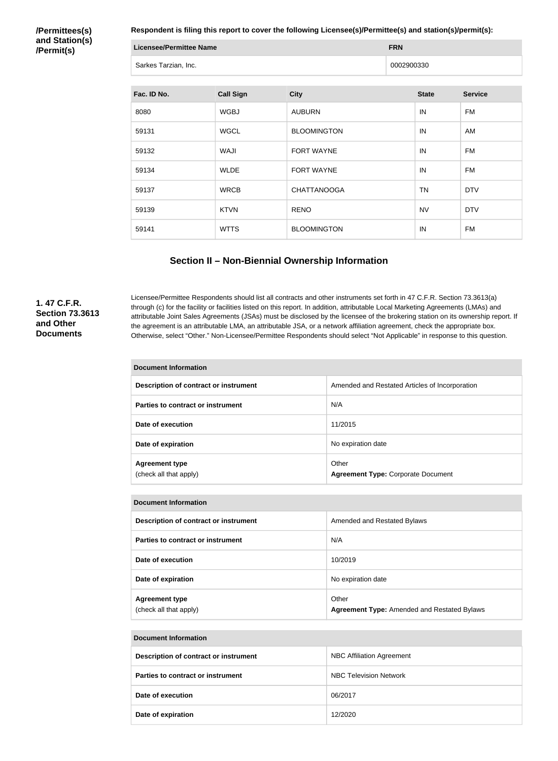**/Permittees(s) and Station(s) /Permit(s)**

**Respondent is filing this report to cover the following Licensee(s)/Permittee(s) and station(s)/permit(s):**

| Licensee/Permittee Name | FRN |
| --- | --- |
| Sarkes Tarzian, Inc. | 0002900330 |

| Fac. ID No. | Call Sign | City | State | Service |
| --- | --- | --- | --- | --- |
| 8080 | WGBJ | AUBURN | IN | FM |
| 59131 | WGCL | BLOOMINGTON | IN | AM |
| 59132 | WAJI | FORT WAYNE | IN | FM |
| 59134 | WLDE | FORT WAYNE | IN | FM |
| 59137 | WRCB | CHATTANOOGA | TN | DTV |
| 59139 | KTVN | RENO | NV | DTV |
| 59141 | WTTS | BLOOMINGTON | IN | FM |

## Section II – Non-Biennial Ownership Information

**1. 47 C.F.R. Section 73.3613 and Other Documents**

Licensee/Permittee Respondents should list all contracts and other instruments set forth in 47 C.F.R. Section 73.3613(a) through (c) for the facility or facilities listed on this report. In addition, attributable Local Marketing Agreements (LMAs) and attributable Joint Sales Agreements (JSAs) must be disclosed by the licensee of the brokering station on its ownership report. If the agreement is an attributable LMA, an attributable JSA, or a network affiliation agreement, check the appropriate box. Otherwise, select "Other." Non-Licensee/Permittee Respondents should select "Not Applicable" in response to this question.

| Document Information | |
| --- | --- |
| **Description of contract or instrument** | Amended and Restated Articles of Incorporation |
| **Parties to contract or instrument** | N/A |
| **Date of execution** | 11/2015 |
| **Date of expiration** | No expiration date |
| **Agreement type** (check all that apply) | Other **Agreement Type:** Corporate Document |

| Document Information | |
| --- | --- |
| **Description of contract or instrument** | Amended and Restated Bylaws |
| **Parties to contract or instrument** | N/A |
| **Date of execution** | 10/2019 |
| **Date of expiration** | No expiration date |
| **Agreement type** (check all that apply) | Other **Agreement Type:** Amended and Restated Bylaws |

| Document Information | |
| --- | --- |
| **Description of contract or instrument** | NBC Affiliation Agreement |
| **Parties to contract or instrument** | NBC Television Network |
| **Date of execution** | 06/2017 |
| **Date of expiration** | 12/2020 |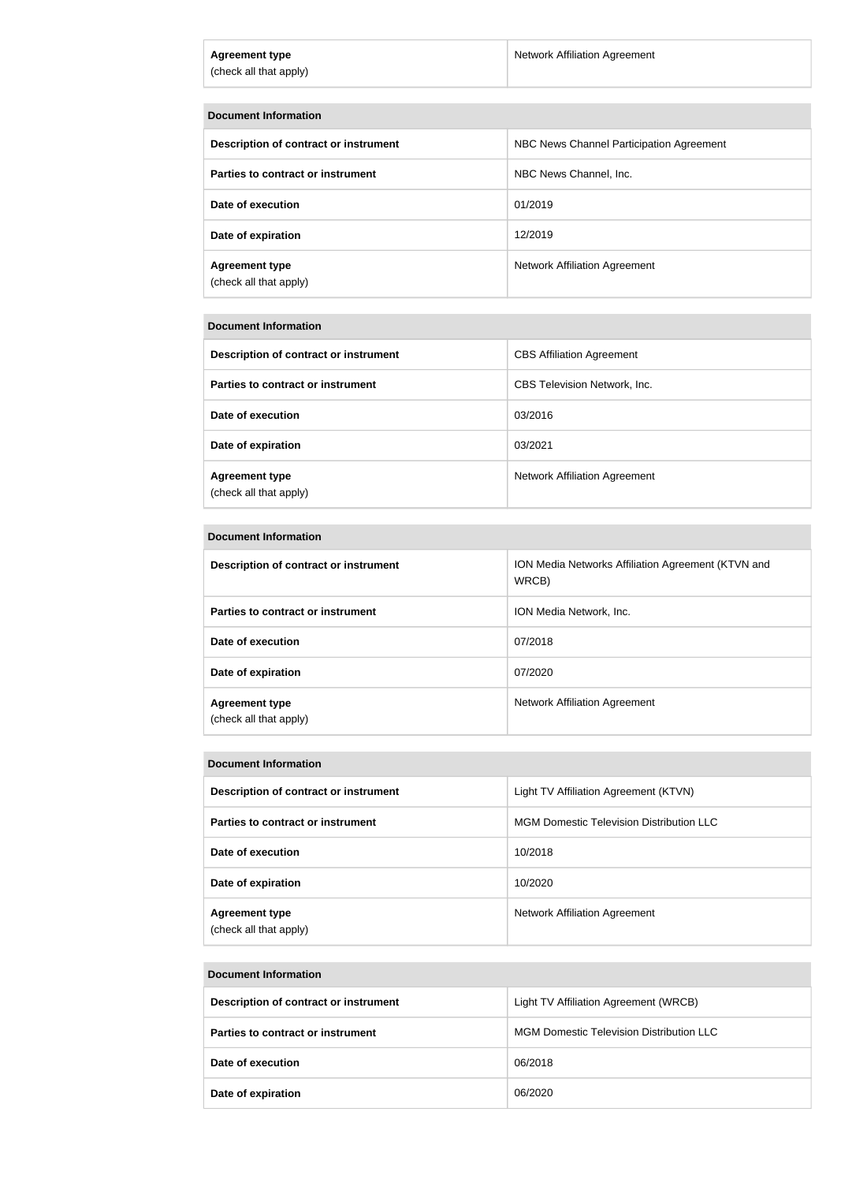| Agreement type (check all that apply) | Network Affiliation Agreement |
|---|---|

| Document Information | |
|---|---|
| **Description of contract or instrument** | NBC News Channel Participation Agreement |
| **Parties to contract or instrument** | NBC News Channel, Inc. |
| **Date of execution** | 01/2019 |
| **Date of expiration** | 12/2019 |
| **Agreement type** (check all that apply) | Network Affiliation Agreement |

| Document Information | |
|---|---|
| **Description of contract or instrument** | CBS Affiliation Agreement |
| **Parties to contract or instrument** | CBS Television Network, Inc. |
| **Date of execution** | 03/2016 |
| **Date of expiration** | 03/2021 |
| **Agreement type** (check all that apply) | Network Affiliation Agreement |

| Document Information | |
|---|---|
| **Description of contract or instrument** | ION Media Networks Affiliation Agreement (KTVN and WRCB) |
| **Parties to contract or instrument** | ION Media Network, Inc. |
| **Date of execution** | 07/2018 |
| **Date of expiration** | 07/2020 |
| **Agreement type** (check all that apply) | Network Affiliation Agreement |

| Document Information | |
|---|---|
| **Description of contract or instrument** | Light TV Affiliation Agreement (KTVN) |
| **Parties to contract or instrument** | MGM Domestic Television Distribution LLC |
| **Date of execution** | 10/2018 |
| **Date of expiration** | 10/2020 |
| **Agreement type** (check all that apply) | Network Affiliation Agreement |

| Document Information | |
|---|---|
| **Description of contract or instrument** | Light TV Affiliation Agreement (WRCB) |
| **Parties to contract or instrument** | MGM Domestic Television Distribution LLC |
| **Date of execution** | 06/2018 |
| **Date of expiration** | 06/2020 |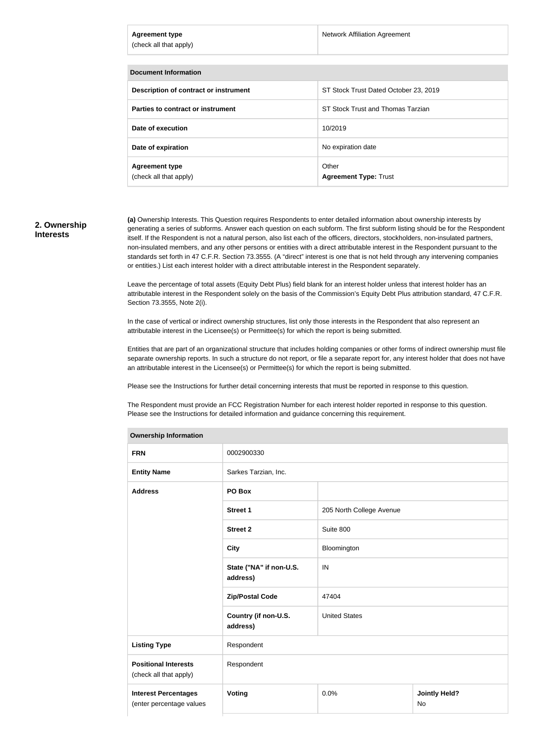| Agreement type (check all that apply) | Network Affiliation Agreement |
|---|---|

| Document Information | |
|---|---|
| **Description of contract or instrument** | ST Stock Trust Dated October 23, 2019 |
| **Parties to contract or instrument** | ST Stock Trust and Thomas Tarzian |
| **Date of execution** | 10/2019 |
| **Date of expiration** | No expiration date |
| **Agreement type** (check all that apply) | Other **Agreement Type:** Trust |

## 2. Ownership Interests

**(a)** Ownership Interests. This Question requires Respondents to enter detailed information about ownership interests by generating a series of subforms. Answer each question on each subform. The first subform listing should be for the Respondent itself. If the Respondent is not a natural person, also list each of the officers, directors, stockholders, non-insulated partners, non-insulated members, and any other persons or entities with a direct attributable interest in the Respondent pursuant to the standards set forth in 47 C.F.R. Section 73.3555. (A "direct" interest is one that is not held through any intervening companies or entities.) List each interest holder with a direct attributable interest in the Respondent separately.

Leave the percentage of total assets (Equity Debt Plus) field blank for an interest holder unless that interest holder has an attributable interest in the Respondent solely on the basis of the Commission's Equity Debt Plus attribution standard, 47 C.F.R. Section 73.3555, Note 2(i).

In the case of vertical or indirect ownership structures, list only those interests in the Respondent that also represent an attributable interest in the Licensee(s) or Permittee(s) for which the report is being submitted.

Entities that are part of an organizational structure that includes holding companies or other forms of indirect ownership must file separate ownership reports. In such a structure do not report, or file a separate report for, any interest holder that does not have an attributable interest in the Licensee(s) or Permittee(s) for which the report is being submitted.

Please see the Instructions for further detail concerning interests that must be reported in response to this question.

The Respondent must provide an FCC Registration Number for each interest holder reported in response to this question. Please see the Instructions for detailed information and guidance concerning this requirement.

| Ownership Information | | | |
|---|---|---|---|
| **FRN** | 0002900330 | | |
| **Entity Name** | Sarkes Tarzian, Inc. | | |
| **Address** | **PO Box** | | |
| | **Street 1** | 205 North College Avenue | |
| | **Street 2** | Suite 800 | |
| | **City** | Bloomington | |
| | **State ("NA" if non-U.S. address)** | IN | |
| | **Zip/Postal Code** | 47404 | |
| | **Country (if non-U.S. address)** | United States | |
| **Listing Type** | Respondent | | |
| **Positional Interests** (check all that apply) | Respondent | | |
| **Interest Percentages** (enter percentage values | **Voting** | 0.0% | **Jointly Held?** No |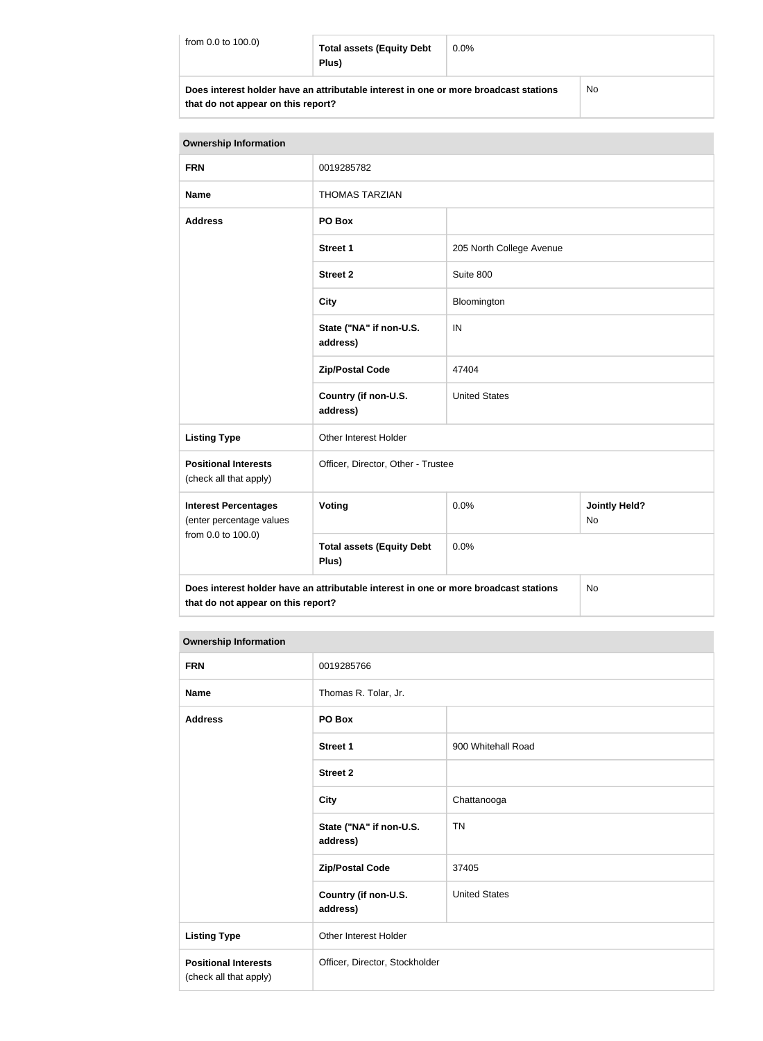| from 0.0 to 100.0) | Total assets (Equity Debt Plus) | 0.0% | |
|---|---|---|---|
| **Does interest holder have an attributable interest in one or more broadcast stations that do not appear on this report?** | | | No |

| Ownership Information | | | |
|---|---|---|---|
| **FRN** | 0019285782 | | |
| **Name** | THOMAS TARZIAN | | |
| **Address** | **PO Box** | | |
| | **Street 1** | 205 North College Avenue | |
| | **Street 2** | Suite 800 | |
| | **City** | Bloomington | |
| | **State ("NA" if non-U.S. address)** | IN | |
| | **Zip/Postal Code** | 47404 | |
| | **Country (if non-U.S. address)** | United States | |
| **Listing Type** | Other Interest Holder | | |
| **Positional Interests** (check all that apply) | Officer, Director, Other - Trustee | | |
| **Interest Percentages** (enter percentage values from 0.0 to 100.0) | **Voting** | 0.0% | **Jointly Held?** No |
| | **Total assets (Equity Debt Plus)** | 0.0% | |
| **Does interest holder have an attributable interest in one or more broadcast stations that do not appear on this report?** | | | No |

| Ownership Information | | |
|---|---|---|
| **FRN** | 0019285766 | |
| **Name** | Thomas R. Tolar, Jr. | |
| **Address** | **PO Box** | |
| | **Street 1** | 900 Whitehall Road |
| | **Street 2** | |
| | **City** | Chattanooga |
| | **State ("NA" if non-U.S. address)** | TN |
| | **Zip/Postal Code** | 37405 |
| | **Country (if non-U.S. address)** | United States |
| **Listing Type** | Other Interest Holder | |
| **Positional Interests** (check all that apply) | Officer, Director, Stockholder | |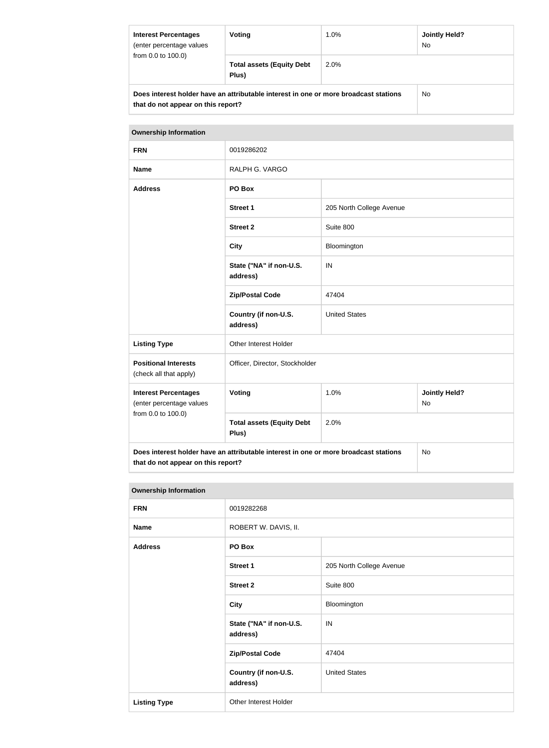| Interest Percentages (enter percentage values from 0.0 to 100.0) | Voting | 1.0% | Jointly Held? No |
| --- | --- | --- | --- |
| | Total assets (Equity Debt Plus) | 2.0% | |
| Does interest holder have an attributable interest in one or more broadcast stations that do not appear on this report? | | | No |

| Ownership Information | | |
| --- | --- | --- |
| FRN | 0019286202 | |
| Name | RALPH G. VARGO | |
| Address | PO Box | |
| | Street 1 | 205 North College Avenue |
| | Street 2 | Suite 800 |
| | City | Bloomington |
| | State ("NA" if non-U.S. address) | IN |
| | Zip/Postal Code | 47404 |
| | Country (if non-U.S. address) | United States |
| Listing Type | Other Interest Holder | |
| Positional Interests (check all that apply) | Officer, Director, Stockholder | |

| Interest Percentages (enter percentage values from 0.0 to 100.0) | Voting | 1.0% | Jointly Held? No |
| --- | --- | --- | --- |
| | Total assets (Equity Debt Plus) | 2.0% | |
| Does interest holder have an attributable interest in one or more broadcast stations that do not appear on this report? | | | No |

| Ownership Information | | |
| --- | --- | --- |
| FRN | 0019282268 | |
| Name | ROBERT W. DAVIS, II. | |
| Address | PO Box | |
| | Street 1 | 205 North College Avenue |
| | Street 2 | Suite 800 |
| | City | Bloomington |
| | State ("NA" if non-U.S. address) | IN |
| | Zip/Postal Code | 47404 |
| | Country (if non-U.S. address) | United States |
| Listing Type | Other Interest Holder | |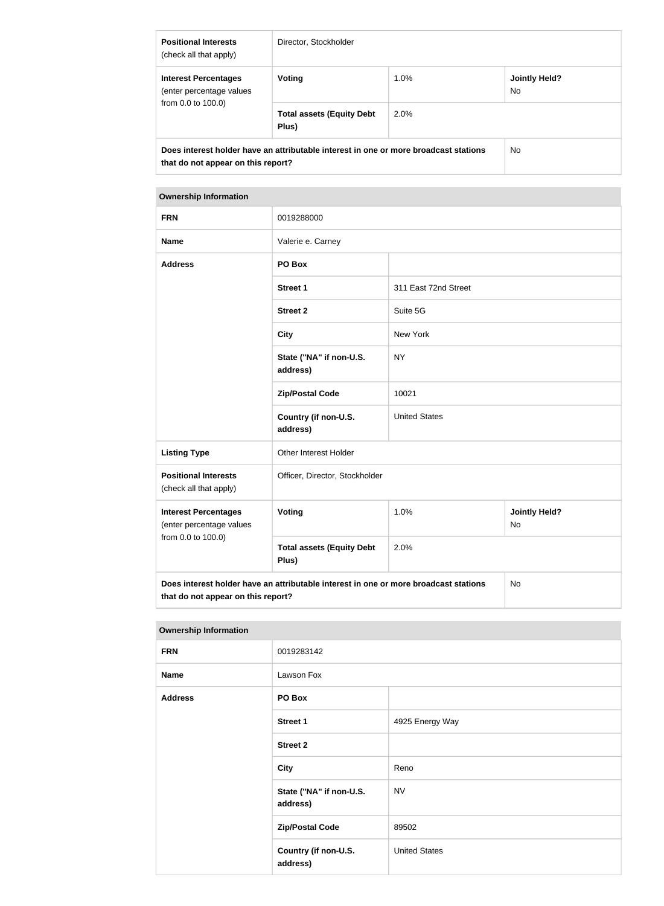| **Positional Interests** (check all that apply) | Director, Stockholder | | |
|---|---|---|---|
| **Interest Percentages** (enter percentage values from 0.0 to 100.0) | **Voting** | 1.0% | **Jointly Held?** No |
| | **Total assets (Equity Debt Plus)** | 2.0% | |
| **Does interest holder have an attributable interest in one or more broadcast stations that do not appear on this report?** | | | No |

| **Ownership Information** | | | |
|---|---|---|---|
| **FRN** | 0019288000 | | |
| **Name** | Valerie e. Carney | | |
| **Address** | **PO Box** | | |
| | **Street 1** | 311 East 72nd Street | |
| | **Street 2** | Suite 5G | |
| | **City** | New York | |
| | **State ("NA" if non-U.S. address)** | NY | |
| | **Zip/Postal Code** | 10021 | |
| | **Country (if non-U.S. address)** | United States | |
| **Listing Type** | Other Interest Holder | | |
| **Positional Interests** (check all that apply) | Officer, Director, Stockholder | | |
| **Interest Percentages** (enter percentage values from 0.0 to 100.0) | **Voting** | 1.0% | **Jointly Held?** No |
| | **Total assets (Equity Debt Plus)** | 2.0% | |
| **Does interest holder have an attributable interest in one or more broadcast stations that do not appear on this report?** | | | No |

| **Ownership Information** | | |
|---|---|---|
| **FRN** | 0019283142 | |
| **Name** | Lawson Fox | |
| **Address** | **PO Box** | |
| | **Street 1** | 4925 Energy Way |
| | **Street 2** | |
| | **City** | Reno |
| | **State ("NA" if non-U.S. address)** | NV |
| | **Zip/Postal Code** | 89502 |
| | **Country (if non-U.S. address)** | United States |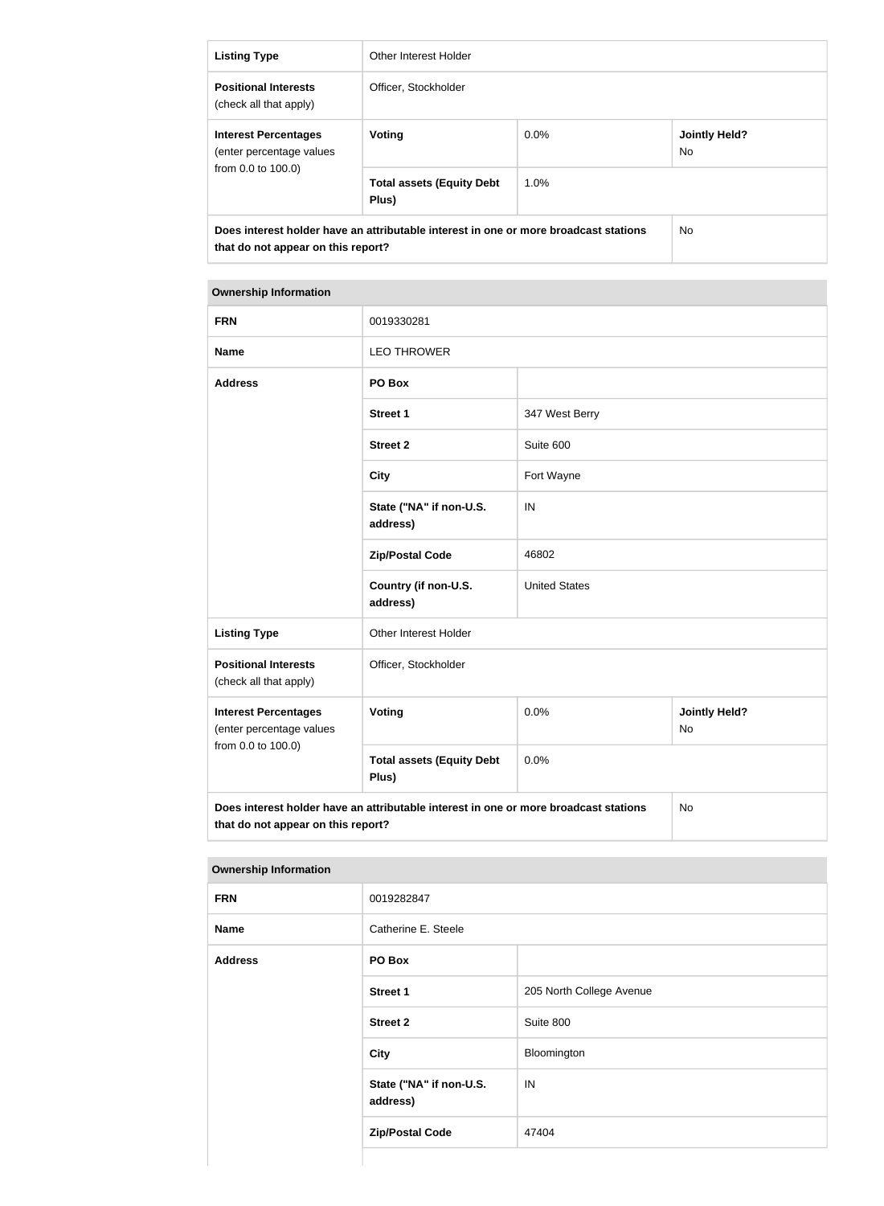| Listing Type | Other Interest Holder | | |
|---|---|---|---|
| **Positional Interests** (check all that apply) | Officer, Stockholder | | |
| **Interest Percentages** (enter percentage values from 0.0 to 100.0) | **Voting** | 0.0% | **Jointly Held?** No |
| | **Total assets (Equity Debt Plus)** | 1.0% | |
| **Does interest holder have an attributable interest in one or more broadcast stations that do not appear on this report?** | | | No |

| Ownership Information | | |
|---|---|---|
| **FRN** | 0019330281 | |
| **Name** | LEO THROWER | |
| **Address** | **PO Box** | |
| | **Street 1** | 347 West Berry |
| | **Street 2** | Suite 600 |
| | **City** | Fort Wayne |
| | **State ("NA" if non-U.S. address)** | IN |
| | **Zip/Postal Code** | 46802 |
| | **Country (if non-U.S. address)** | United States |
| **Listing Type** | Other Interest Holder | |
| **Positional Interests** (check all that apply) | Officer, Stockholder | |

| **Interest Percentages** (enter percentage values from 0.0 to 100.0) | **Voting** | 0.0% | **Jointly Held?** No |
|---|---|---|---|
| | **Total assets (Equity Debt Plus)** | 0.0% | |
| **Does interest holder have an attributable interest in one or more broadcast stations that do not appear on this report?** | | | No |

| Ownership Information | | |
|---|---|---|
| **FRN** | 0019282847 | |
| **Name** | Catherine E. Steele | |
| **Address** | **PO Box** | |
| | **Street 1** | 205 North College Avenue |
| | **Street 2** | Suite 800 |
| | **City** | Bloomington |
| | **State ("NA" if non-U.S. address)** | IN |
| | **Zip/Postal Code** | 47404 |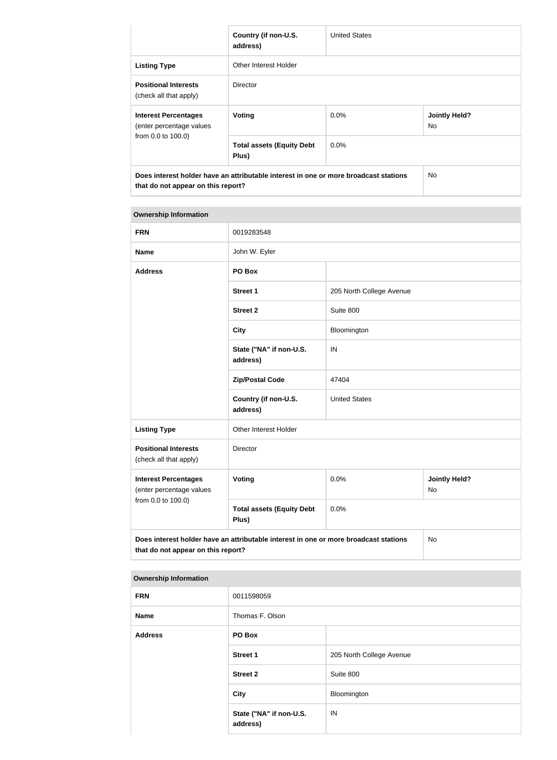| | Country (if non-U.S. address) | United States | |
|---|---|---|---|
| **Listing Type** | Other Interest Holder | | |
| **Positional Interests** (check all that apply) | Director | | |
| **Interest Percentages** (enter percentage values from 0.0 to 100.0) | **Voting** | 0.0% | **Jointly Held?** No |
| | **Total assets (Equity Debt Plus)** | 0.0% | |
| **Does interest holder have an attributable interest in one or more broadcast stations that do not appear on this report?** | | | No |

| **Ownership Information** | | | |
|---|---|---|---|
| **FRN** | 0019283548 | | |
| **Name** | John W. Eyler | | |
| **Address** | **PO Box** | | |
| | **Street 1** | 205 North College Avenue | |
| | **Street 2** | Suite 800 | |
| | **City** | Bloomington | |
| | **State ("NA" if non-U.S. address)** | IN | |
| | **Zip/Postal Code** | 47404 | |
| | **Country (if non-U.S. address)** | United States | |
| **Listing Type** | Other Interest Holder | | |
| **Positional Interests** (check all that apply) | Director | | |
| **Interest Percentages** (enter percentage values from 0.0 to 100.0) | **Voting** | 0.0% | **Jointly Held?** No |
| | **Total assets (Equity Debt Plus)** | 0.0% | |
| **Does interest holder have an attributable interest in one or more broadcast stations that do not appear on this report?** | | | No |

| **Ownership Information** | | |
|---|---|---|
| **FRN** | 0011598059 | |
| **Name** | Thomas F. Olson | |
| **Address** | **PO Box** | |
| | **Street 1** | 205 North College Avenue |
| | **Street 2** | Suite 800 |
| | **City** | Bloomington |
| | **State ("NA" if non-U.S. address)** | IN |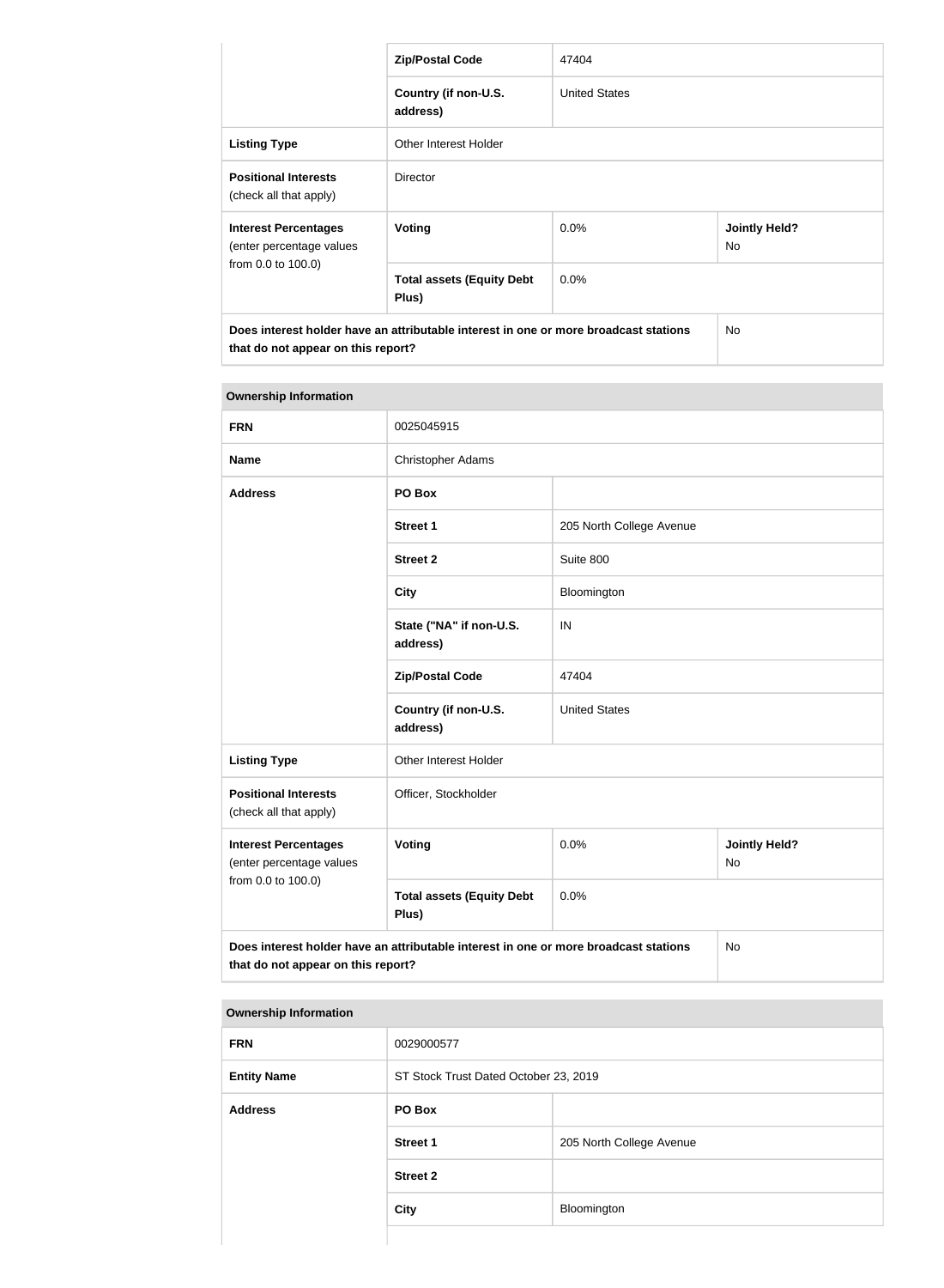| | | | |
|---|---|---|---|
| | **Zip/Postal Code** | 47404 | |
| | **Country (if non-U.S. address)** | United States | |
| **Listing Type** | Other Interest Holder | | |
| **Positional Interests** (check all that apply) | Director | | |
| **Interest Percentages** (enter percentage values from 0.0 to 100.0) | **Voting** | 0.0% | **Jointly Held?** No |
| | **Total assets (Equity Debt Plus)** | 0.0% | |
| **Does interest holder have an attributable interest in one or more broadcast stations that do not appear on this report?** | | | No |

| **Ownership Information** | | | |
|---|---|---|---|
| **FRN** | 0025045915 | | |
| **Name** | Christopher Adams | | |
| **Address** | **PO Box** | | |
| | **Street 1** | 205 North College Avenue | |
| | **Street 2** | Suite 800 | |
| | **City** | Bloomington | |
| | **State ("NA" if non-U.S. address)** | IN | |
| | **Zip/Postal Code** | 47404 | |
| | **Country (if non-U.S. address)** | United States | |
| **Listing Type** | Other Interest Holder | | |
| **Positional Interests** (check all that apply) | Officer, Stockholder | | |
| **Interest Percentages** (enter percentage values from 0.0 to 100.0) | **Voting** | 0.0% | **Jointly Held?** No |
| | **Total assets (Equity Debt Plus)** | 0.0% | |
| **Does interest holder have an attributable interest in one or more broadcast stations that do not appear on this report?** | | | No |

| **Ownership Information** | | |
|---|---|---|
| **FRN** | 0029000577 | |
| **Entity Name** | ST Stock Trust Dated October 23, 2019 | |
| **Address** | **PO Box** | |
| | **Street 1** | 205 North College Avenue |
| | **Street 2** | |
| | **City** | Bloomington |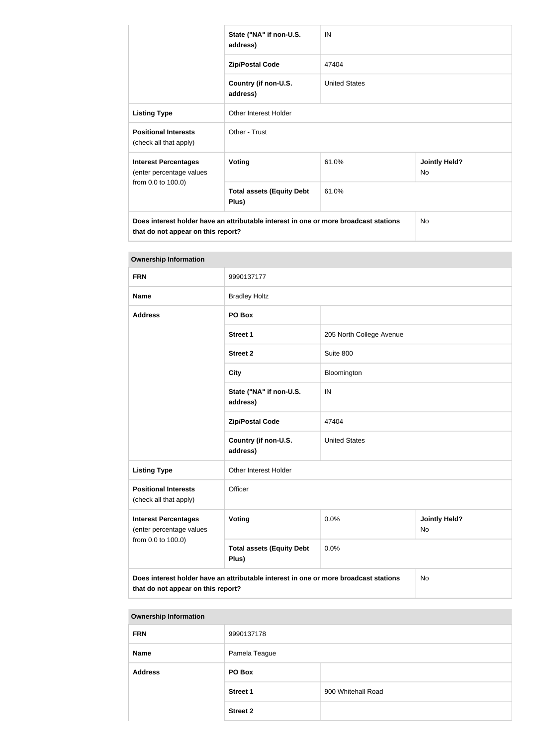| | | | |
|---|---|---|---|
| | State ("NA" if non-U.S. address) | IN | |
| | Zip/Postal Code | 47404 | |
| | Country (if non-U.S. address) | United States | |
| **Listing Type** | Other Interest Holder | | |
| **Positional Interests** (check all that apply) | Other - Trust | | |
| **Interest Percentages** (enter percentage values from 0.0 to 100.0) | **Voting** | 61.0% | **Jointly Held?** No |
| | **Total assets (Equity Debt Plus)** | 61.0% | |
| **Does interest holder have an attributable interest in one or more broadcast stations that do not appear on this report?** | | | No |

| **Ownership Information** | | | |
|---|---|---|---|
| **FRN** | 9990137177 | | |
| **Name** | Bradley Holtz | | |
| **Address** | **PO Box** | | |
| | **Street 1** | 205 North College Avenue | |
| | **Street 2** | Suite 800 | |
| | **City** | Bloomington | |
| | **State ("NA" if non-U.S. address)** | IN | |
| | **Zip/Postal Code** | 47404 | |
| | **Country (if non-U.S. address)** | United States | |
| **Listing Type** | Other Interest Holder | | |
| **Positional Interests** (check all that apply) | Officer | | |
| **Interest Percentages** (enter percentage values from 0.0 to 100.0) | **Voting** | 0.0% | **Jointly Held?** No |
| | **Total assets (Equity Debt Plus)** | 0.0% | |
| **Does interest holder have an attributable interest in one or more broadcast stations that do not appear on this report?** | | | No |

| **Ownership Information** | | |
|---|---|---|
| **FRN** | 9990137178 | |
| **Name** | Pamela Teague | |
| **Address** | **PO Box** | |
| | **Street 1** | 900 Whitehall Road |
| | **Street 2** | |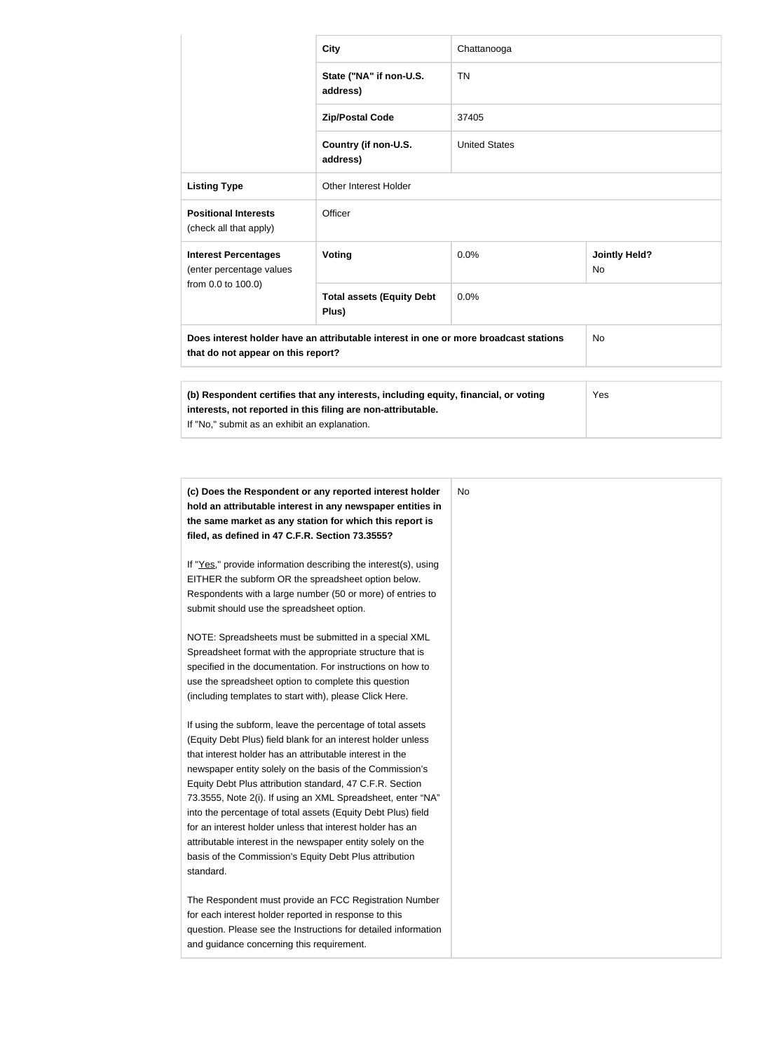| | | | |
|---|---|---|---|
| | City | Chattanooga | |
| | State ("NA" if non-U.S. address) | TN | |
| | Zip/Postal Code | 37405 | |
| | Country (if non-U.S. address) | United States | |
| **Listing Type** | Other Interest Holder | | |
| **Positional Interests** (check all that apply) | Officer | | |
| **Interest Percentages** (enter percentage values from 0.0 to 100.0) | **Voting** | 0.0% | **Jointly Held?** No |
| | **Total assets (Equity Debt Plus)** | 0.0% | |
| **Does interest holder have an attributable interest in one or more broadcast stations that do not appear on this report?** | | | No |

| | |
|---|---|
| **(b) Respondent certifies that any interests, including equity, financial, or voting interests, not reported in this filing are non-attributable.** If "No," submit as an exhibit an explanation. | Yes |

| | |
|---|---|
| **(c) Does the Respondent or any reported interest holder hold an attributable interest in any newspaper entities in the same market as any station for which this report is filed, as defined in 47 C.F.R. Section 73.3555?**<br><br>If "Yes," provide information describing the interest(s), using EITHER the subform OR the spreadsheet option below. Respondents with a large number (50 or more) of entries to submit should use the spreadsheet option.<br><br>NOTE: Spreadsheets must be submitted in a special XML Spreadsheet format with the appropriate structure that is specified in the documentation. For instructions on how to use the spreadsheet option to complete this question (including templates to start with), please Click Here.<br><br>If using the subform, leave the percentage of total assets (Equity Debt Plus) field blank for an interest holder unless that interest holder has an attributable interest in the newspaper entity solely on the basis of the Commission's Equity Debt Plus attribution standard, 47 C.F.R. Section 73.3555, Note 2(i). If using an XML Spreadsheet, enter "NA" into the percentage of total assets (Equity Debt Plus) field for an interest holder unless that interest holder has an attributable interest in the newspaper entity solely on the basis of the Commission's Equity Debt Plus attribution standard.<br><br>The Respondent must provide an FCC Registration Number for each interest holder reported in response to this question. Please see the Instructions for detailed information and guidance concerning this requirement. | No |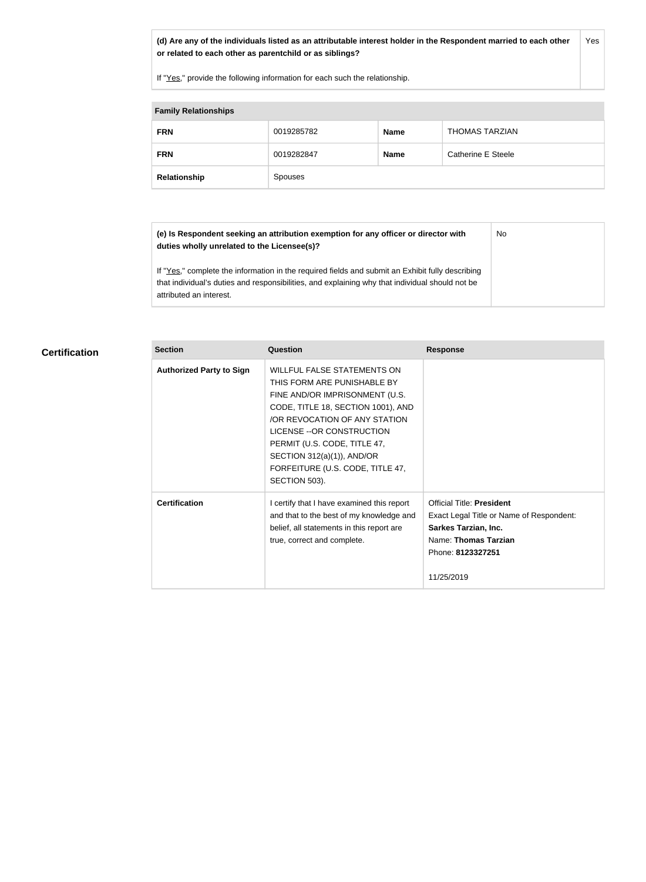| | |
|---|---|
| **(d) Are any of the individuals listed as an attributable interest holder in the Respondent married to each other or related to each other as parentchild or as siblings?**<br><br>If "Yes," provide the following information for each such the relationship. | Yes |

| Family Relationships | | | |
|---|---|---|---|
| **FRN** | 0019285782 | **Name** | THOMAS TARZIAN |
| **FRN** | 0019282847 | **Name** | Catherine E Steele |
| **Relationship** | Spouses | | |

| | |
|---|---|
| **(e) Is Respondent seeking an attribution exemption for any officer or director with duties wholly unrelated to the Licensee(s)?**<br><br>If "Yes," complete the information in the required fields and submit an Exhibit fully describing that individual's duties and responsibilities, and explaining why that individual should not be attributed an interest. | No |

## Certification

| Section | Question | Response |
|---|---|---|
| **Authorized Party to Sign** | WILLFUL FALSE STATEMENTS ON THIS FORM ARE PUNISHABLE BY FINE AND/OR IMPRISONMENT (U.S. CODE, TITLE 18, SECTION 1001), AND /OR REVOCATION OF ANY STATION LICENSE --OR CONSTRUCTION PERMIT (U.S. CODE, TITLE 47, SECTION 312(a)(1)), AND/OR FORFEITURE (U.S. CODE, TITLE 47, SECTION 503). | |
| **Certification** | I certify that I have examined this report and that to the best of my knowledge and belief, all statements in this report are true, correct and complete. | Official Title: **President**<br>Exact Legal Title or Name of Respondent: **Sarkes Tarzian, Inc.**<br>Name: **Thomas Tarzian**<br>Phone: **8123327251**<br><br>11/25/2019 |